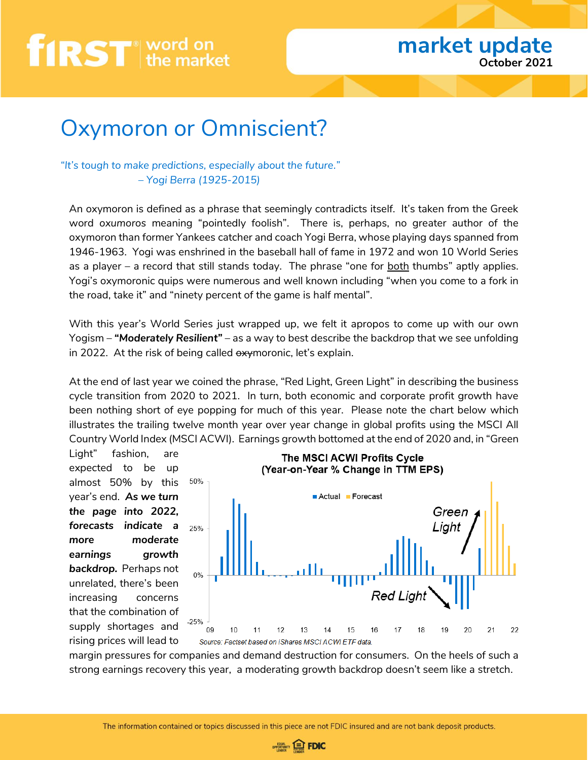# Oxymoron or Omniscient?

*"It's tough to make predictions, especially about the future."*
*– Yogi Berra (1925-2015)*

An oxymoron is defined as a phrase that seemingly contradicts itself. It's taken from the Greek word *oxumoros* meaning "pointedly foolish". There is, perhaps, no greater author of the oxymoron than former Yankees catcher and coach Yogi Berra, whose playing days spanned from 1946-1963. Yogi was enshrined in the baseball hall of fame in 1972 and won 10 World Series as a player – a record that still stands today. The phrase "one for both thumbs" aptly applies. Yogi's oxymoronic quips were numerous and well known including "when you come to a fork in the road, take it" and "ninety percent of the game is half mental".

With this year's World Series just wrapped up, we felt it apropos to come up with our own Yogism – ***"Moderately Resilient"*** – as a way to best describe the backdrop that we see unfolding in 2022. At the risk of being called ~~oxy~~moronic, let's explain.

At the end of last year we coined the phrase, "Red Light, Green Light" in describing the business cycle transition from 2020 to 2021. In turn, both economic and corporate profit growth have been nothing short of eye popping for much of this year. Please note the chart below which illustrates the trailing twelve month year over year change in global profits using the MSCI All Country World Index (MSCI ACWI). Earnings growth bottomed at the end of 2020 and, in "Green Light" fashion, are expected to be up almost 50% by this year's end. ***As we turn the page into 2022, forecasts indicate a more moderate earnings growth backdrop.*** Perhaps not unrelated, there's been increasing concerns that the combination of supply shortages and rising prices will lead to margin pressures for companies and demand destruction for consumers. On the heels of such a strong earnings recovery this year, a moderating growth backdrop doesn't seem like a stretch.

**The MSCI ACWI Profits Cycle (Year-on-Year % Change in TTM EPS)**

Source: Factset based on iShares MSCI ACWI ETF data.

The information contained or topics discussed in this piece are not FDIC insured and are not bank deposit products.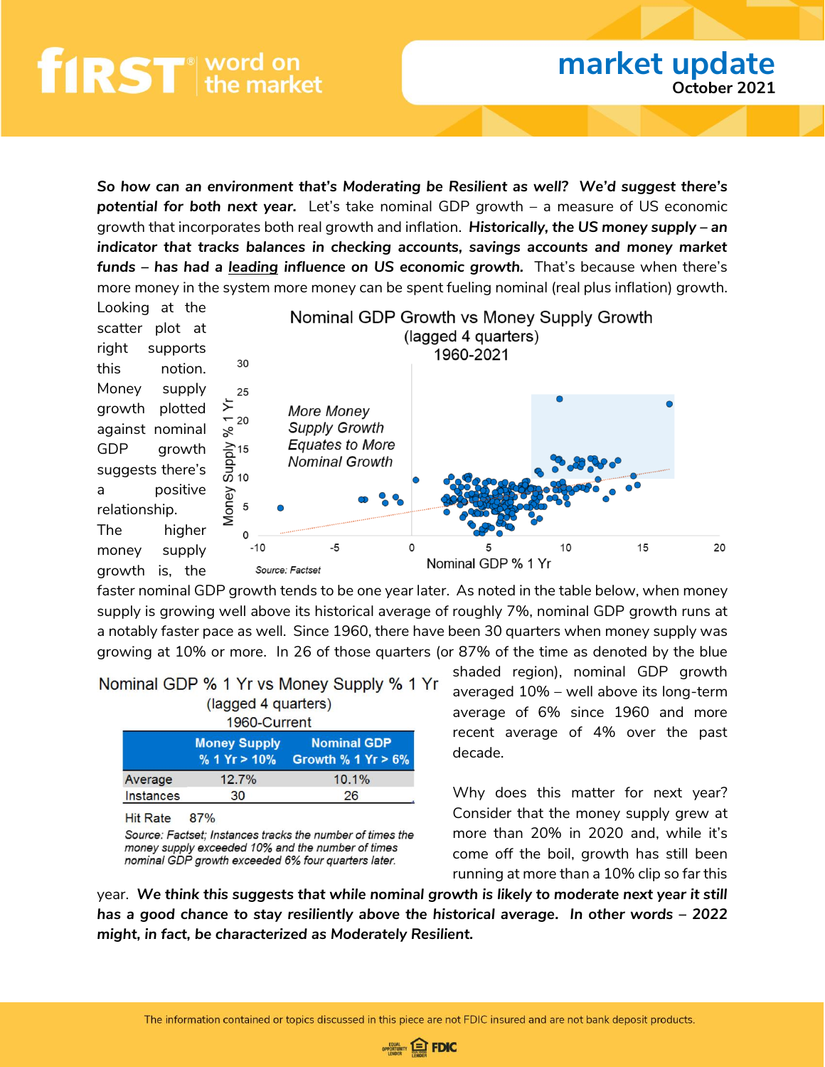***So how can an environment that's Moderating be Resilient as well? We'd suggest there's potential for both next year.*** Let's take nominal GDP growth – a measure of US economic growth that incorporates both real growth and inflation. ***Historically, the US money supply – an indicator that tracks balances in checking accounts, savings accounts and money market funds – has had a leading influence on US economic growth.*** That's because when there's more money in the system more money can be spent fueling nominal (real plus inflation) growth. Looking at the scatter plot at right supports this notion. Money supply growth plotted against nominal GDP growth suggests there's a positive relationship. The higher money supply growth is, the faster nominal GDP growth tends to be one year later. As noted in the table below, when money supply is growing well above its historical average of roughly 7%, nominal GDP growth runs at a notably faster pace as well. Since 1960, there have been 30 quarters when money supply was growing at 10% or more. In 26 of those quarters (or 87% of the time as denoted by the blue shaded region), nominal GDP growth averaged 10% – well above its long-term average of 6% since 1960 and more recent average of 4% over the past decade.

Nominal GDP Growth vs Money Supply Growth
(lagged 4 quarters)
1960-2021

Source: Factset

Nominal GDP % 1 Yr vs Money Supply % 1 Yr
(lagged 4 quarters)
1960-Current

| | Money Supply % 1 Yr > 10% | Nominal GDP Growth % 1 Yr > 6% |
|---|---|---|
| Average | 12.7% | 10.1% |
| Instances | 30 | 26 |

Hit Rate 87%

*Source: Factset; Instances tracks the number of times the money supply exceeded 10% and the number of times nominal GDP growth exceeded 6% four quarters later.*

Why does this matter for next year? Consider that the money supply grew at more than 20% in 2020 and, while it's come off the boil, growth has still been running at more than a 10% clip so far this year. ***We think this suggests that while nominal growth is likely to moderate next year it still has a good chance to stay resiliently above the historical average. In other words – 2022 might, in fact, be characterized as Moderately Resilient.***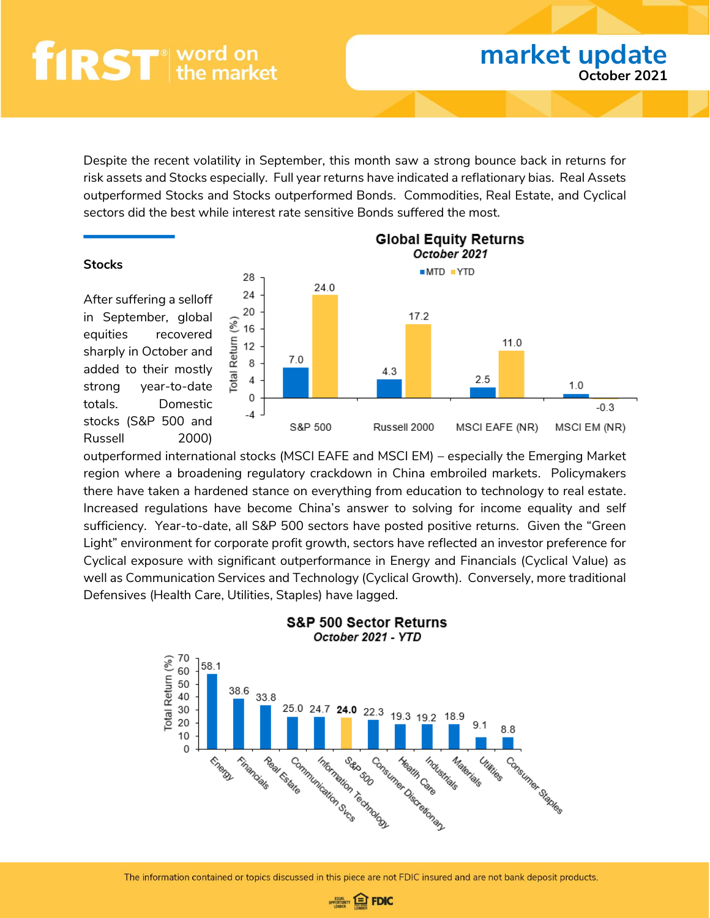Despite the recent volatility in September, this month saw a strong bounce back in returns for risk assets and Stocks especially. Full year returns have indicated a reflationary bias. Real Assets outperformed Stocks and Stocks outperformed Bonds. Commodities, Real Estate, and Cyclical sectors did the best while interest rate sensitive Bonds suffered the most.

## Stocks

After suffering a selloff in September, global equities recovered sharply in October and added to their mostly strong year-to-date totals. Domestic stocks (S&P 500 and Russell 2000) outperformed international stocks (MSCI EAFE and MSCI EM) – especially the Emerging Market region where a broadening regulatory crackdown in China embroiled markets. Policymakers there have taken a hardened stance on everything from education to technology to real estate. Increased regulations have become China's answer to solving for income equality and self sufficiency. Year-to-date, all S&P 500 sectors have posted positive returns. Given the "Green Light" environment for corporate profit growth, sectors have reflected an investor preference for Cyclical exposure with significant outperformance in Energy and Financials (Cyclical Value) as well as Communication Services and Technology (Cyclical Growth). Conversely, more traditional Defensives (Health Care, Utilities, Staples) have lagged.

**Global Equity Returns**
*October 2021*

| Total Return (%) | MTD | YTD |
|---|---|---|
| S&P 500 | 7.0 | 24.0 |
| Russell 2000 | 4.3 | 17.2 |
| MSCI EAFE (NR) | 2.5 | 11.0 |
| MSCI EM (NR) | 1.0 | -0.3 |

**S&P 500 Sector Returns**
*October 2021 - YTD*

| Sector | Total Return (%) |
|---|---|
| Energy | 58.1 |
| Financials | 38.6 |
| Real Estate | 33.8 |
| Communication Svcs | 25.0 |
| Information Technology | 24.7 |
| **S&P 500** | **24.0** |
| Consumer Discretionary | 22.3 |
| Heath Care | 19.3 |
| Industrials | 19.2 |
| Materials | 18.9 |
| Utilities | 9.1 |
| Consumer Staples | 8.8 |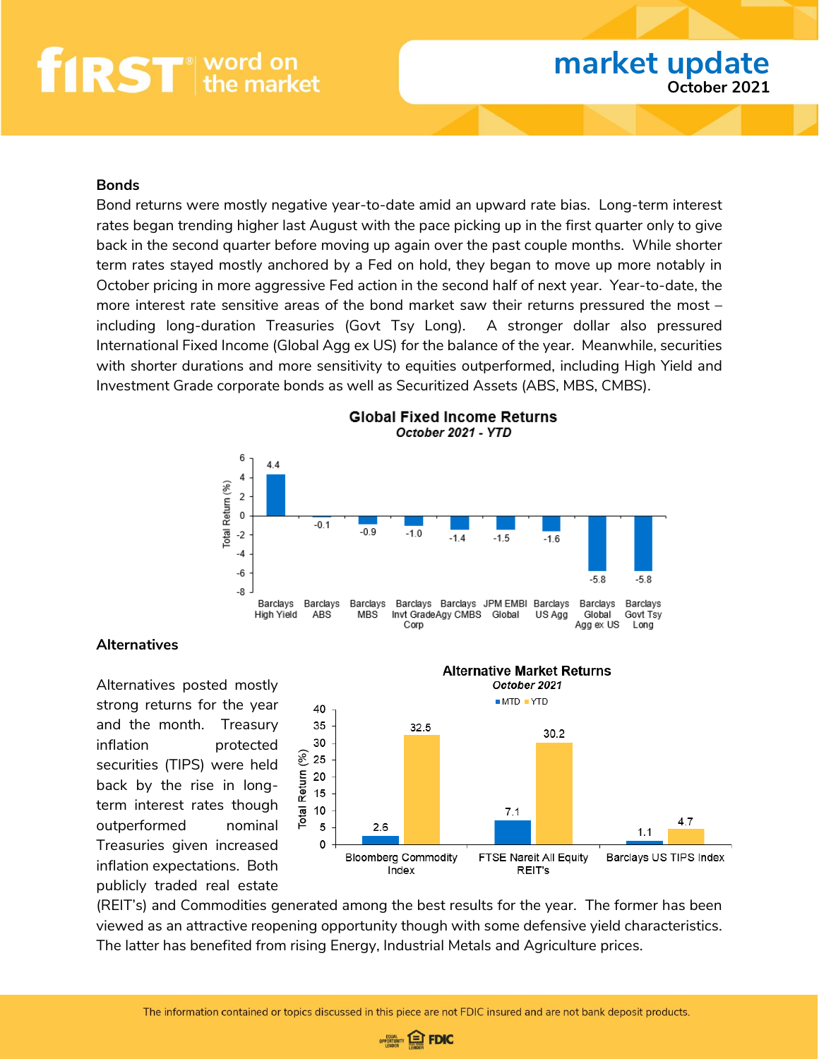## Bonds

Bond returns were mostly negative year-to-date amid an upward rate bias. Long-term interest rates began trending higher last August with the pace picking up in the first quarter only to give back in the second quarter before moving up again over the past couple months. While shorter term rates stayed mostly anchored by a Fed on hold, they began to move up more notably in October pricing in more aggressive Fed action in the second half of next year. Year-to-date, the more interest rate sensitive areas of the bond market saw their returns pressured the most – including long-duration Treasuries (Govt Tsy Long). A stronger dollar also pressured International Fixed Income (Global Agg ex US) for the balance of the year. Meanwhile, securities with shorter durations and more sensitivity to equities outperformed, including High Yield and Investment Grade corporate bonds as well as Securitized Assets (ABS, MBS, CMBS).

**Global Fixed Income Returns**
*October 2021 - YTD*

| Index | Total Return (%) |
|---|---|
| Barclays High Yield | 4.4 |
| Barclays ABS | -0.1 |
| Barclays MBS | -0.9 |
| Barclays Invt Grade Corp | -1.0 |
| Barclays Agy CMBS | -1.4 |
| JPM EMBI Global | -1.5 |
| Barclays US Agg | -1.6 |
| Barclays Global Agg ex US | -5.8 |
| Barclays Govt Tsy Long | -5.8 |

## Alternatives

Alternatives posted mostly strong returns for the year and the month. Treasury inflation protected securities (TIPS) were held back by the rise in long-term interest rates though outperformed nominal Treasuries given increased inflation expectations. Both publicly traded real estate (REIT's) and Commodities generated among the best results for the year. The former has been viewed as an attractive reopening opportunity though with some defensive yield characteristics. The latter has benefited from rising Energy, Industrial Metals and Agriculture prices.

**Alternative Market Returns**
*October 2021*

| Index | MTD (%) | YTD (%) |
|---|---|---|
| Bloomberg Commodity Index | 2.6 | 32.5 |
| FTSE Nareit All Equity REIT's | 7.1 | 30.2 |
| Barclays US TIPS Index | 1.1 | 4.7 |

The information contained or topics discussed in this piece are not FDIC insured and are not bank deposit products.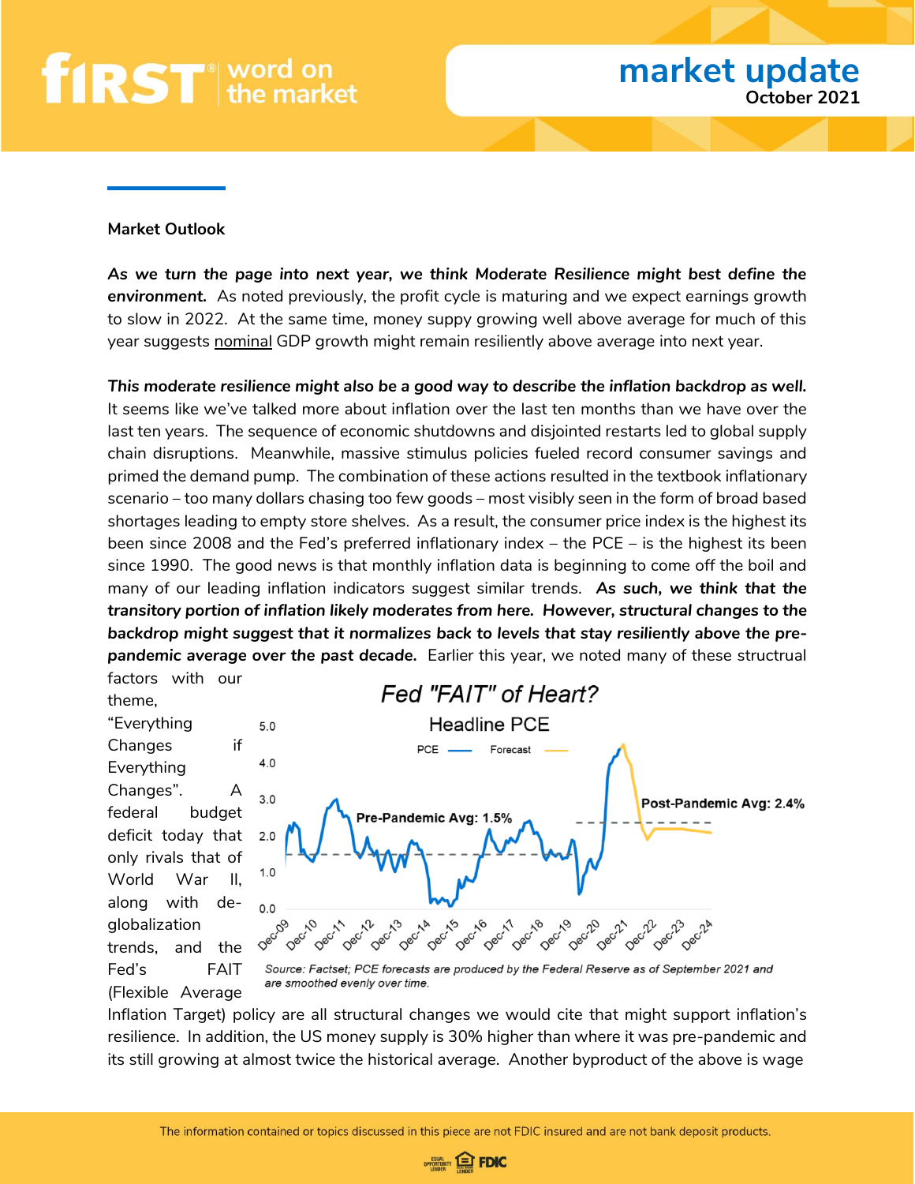**Market Outlook**

***As we turn the page into next year, we think Moderate Resilience might best define the environment.*** As noted previously, the profit cycle is maturing and we expect earnings growth to slow in 2022. At the same time, money suppy growing well above average for much of this year suggests nominal GDP growth might remain resiliently above average into next year.

***This moderate resilience might also be a good way to describe the inflation backdrop as well.*** It seems like we've talked more about inflation over the last ten months than we have over the last ten years. The sequence of economic shutdowns and disjointed restarts led to global supply chain disruptions. Meanwhile, massive stimulus policies fueled record consumer savings and primed the demand pump. The combination of these actions resulted in the textbook inflationary scenario – too many dollars chasing too few goods – most visibly seen in the form of broad based shortages leading to empty store shelves. As a result, the consumer price index is the highest its been since 2008 and the Fed's preferred inflationary index – the PCE – is the highest its been since 1990. The good news is that monthly inflation data is beginning to come off the boil and many of our leading inflation indicators suggest similar trends. ***As such, we think that the transitory portion of inflation likely moderates from here. However, structural changes to the backdrop might suggest that it normalizes back to levels that stay resiliently above the pre-pandemic average over the past decade.*** Earlier this year, we noted many of these structrual factors with our theme, "Everything Changes if Everything Changes". A federal budget deficit today that only rivals that of World War II, along with de-globalization trends, and the Fed's FAIT (Flexible Average Inflation Target) policy are all structural changes we would cite that might support inflation's resilience. In addition, the US money supply is 30% higher than where it was pre-pandemic and its still growing at almost twice the historical average. Another byproduct of the above is wage

*Fed "FAIT" of Heart?*

Headline PCE

Source: Factset; PCE forecasts are produced by the Federal Reserve as of September 2021 and are smoothed evenly over time.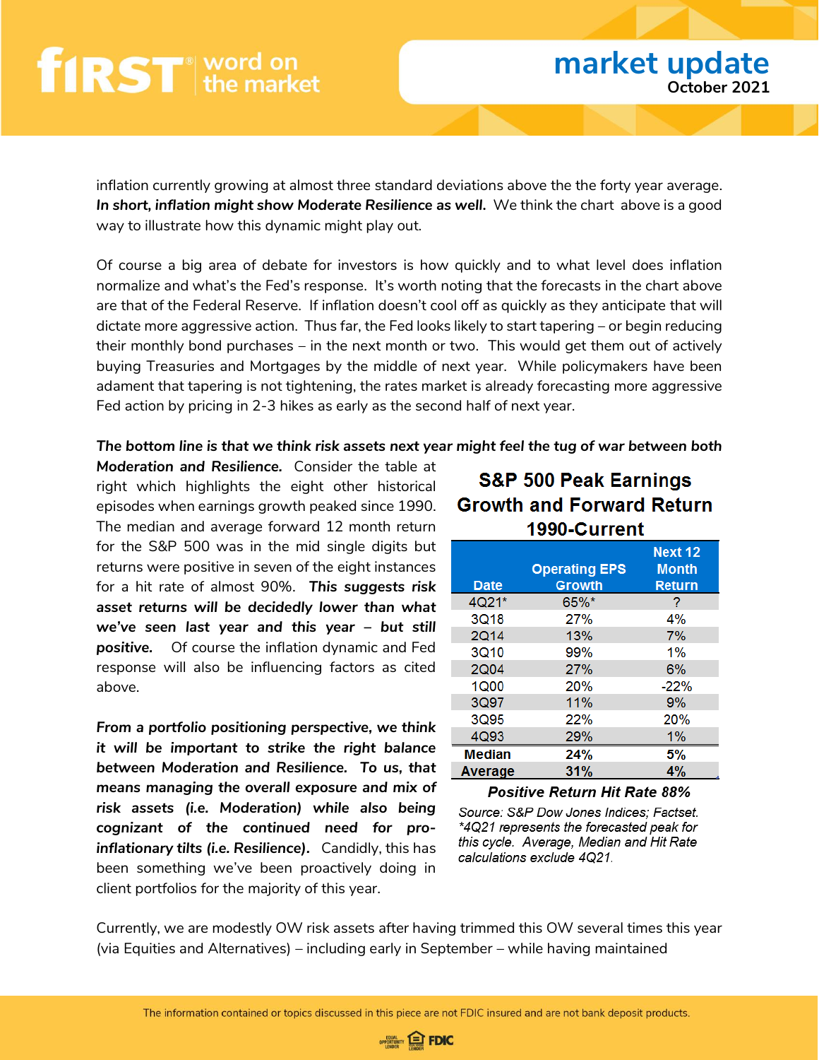inflation currently growing at almost three standard deviations above the the forty year average. ***In short, inflation might show Moderate Resilience as well.*** We think the chart above is a good way to illustrate how this dynamic might play out.

Of course a big area of debate for investors is how quickly and to what level does inflation normalize and what's the Fed's response. It's worth noting that the forecasts in the chart above are that of the Federal Reserve. If inflation doesn't cool off as quickly as they anticipate that will dictate more aggressive action. Thus far, the Fed looks likely to start tapering – or begin reducing their monthly bond purchases – in the next month or two. This would get them out of actively buying Treasuries and Mortgages by the middle of next year. While policymakers have been adamant that tapering is not tightening, the rates market is already forecasting more aggressive Fed action by pricing in 2-3 hikes as early as the second half of next year.

***The bottom line is that we think risk assets next year might feel the tug of war between both Moderation and Resilience.*** Consider the table at right which highlights the eight other historical episodes when earnings growth peaked since 1990. The median and average forward 12 month return for the S&P 500 was in the mid single digits but returns were positive in seven of the eight instances for a hit rate of almost 90%. ***This suggests risk asset returns will be decidedly lower than what we've seen last year and this year – but still positive.*** Of course the inflation dynamic and Fed response will also be influencing factors as cited above.

**S&P 500 Peak Earnings Growth and Forward Return 1990-Current**

| Date | Operating EPS Growth | Next 12 Month Return |
|---|---|---|
| 4Q21* | 65%* | ? |
| 3Q18 | 27% | 4% |
| 2Q14 | 13% | 7% |
| 3Q10 | 99% | 1% |
| 2Q04 | 27% | 6% |
| 1Q00 | 20% | -22% |
| 3Q97 | 11% | 9% |
| 3Q95 | 22% | 20% |
| 4Q93 | 29% | 1% |
| **Median** | **24%** | **5%** |
| **Average** | **31%** | **4%** |

***Positive Return Hit Rate 88%***

*Source: S&P Dow Jones Indices; Factset. \*4Q21 represents the forecasted peak for this cycle. Average, Median and Hit Rate calculations exclude 4Q21.*

***From a portfolio positioning perspective, we think it will be important to strike the right balance between Moderation and Resilience. To us, that means managing the overall exposure and mix of risk assets (i.e. Moderation) while also being cognizant of the continued need for pro-inflationary tilts (i.e. Resilience).*** Candidly, this has been something we've been proactively doing in client portfolios for the majority of this year.

Currently, we are modestly OW risk assets after having trimmed this OW several times this year (via Equities and Alternatives) – including early in September – while having maintained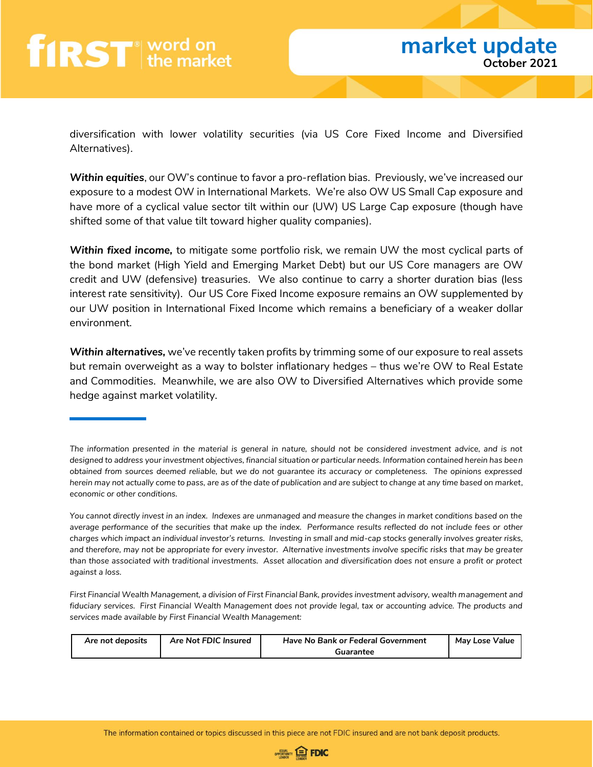diversification with lower volatility securities (via US Core Fixed Income and Diversified Alternatives).

***Within equities***, our OW's continue to favor a pro-reflation bias. Previously, we've increased our exposure to a modest OW in International Markets. We're also OW US Small Cap exposure and have more of a cyclical value sector tilt within our (UW) US Large Cap exposure (though have shifted some of that value tilt toward higher quality companies).

***Within fixed income,*** to mitigate some portfolio risk, we remain UW the most cyclical parts of the bond market (High Yield and Emerging Market Debt) but our US Core managers are OW credit and UW (defensive) treasuries. We also continue to carry a shorter duration bias (less interest rate sensitivity). Our US Core Fixed Income exposure remains an OW supplemented by our UW position in International Fixed Income which remains a beneficiary of a weaker dollar environment.

***Within alternatives,*** we've recently taken profits by trimming some of our exposure to real assets but remain overweight as a way to bolster inflationary hedges – thus we're OW to Real Estate and Commodities. Meanwhile, we are also OW to Diversified Alternatives which provide some hedge against market volatility.

---

*The information presented in the material is general in nature, should not be considered investment advice, and is not designed to address your investment objectives, financial situation or particular needs. Information contained herein has been obtained from sources deemed reliable, but we do not guarantee its accuracy or completeness. The opinions expressed herein may not actually come to pass, are as of the date of publication and are subject to change at any time based on market, economic or other conditions.*

*You cannot directly invest in an index. Indexes are unmanaged and measure the changes in market conditions based on the average performance of the securities that make up the index. Performance results reflected do not include fees or other charges which impact an individual investor's returns. Investing in small and mid-cap stocks generally involves greater risks, and therefore, may not be appropriate for every investor. Alternative investments involve specific risks that may be greater than those associated with traditional investments. Asset allocation and diversification does not ensure a profit or protect against a loss.*

*First Financial Wealth Management, a division of First Financial Bank, provides investment advisory, wealth management and fiduciary services. First Financial Wealth Management does not provide legal, tax or accounting advice. The products and services made available by First Financial Wealth Management:*

| | | | |
|---|---|---|---|
| ***Are not deposits*** | ***Are Not FDIC Insured*** | ***Have No Bank or Federal Government Guarantee*** | ***May Lose Value*** |

The information contained or topics discussed in this piece are not FDIC insured and are not bank deposit products.